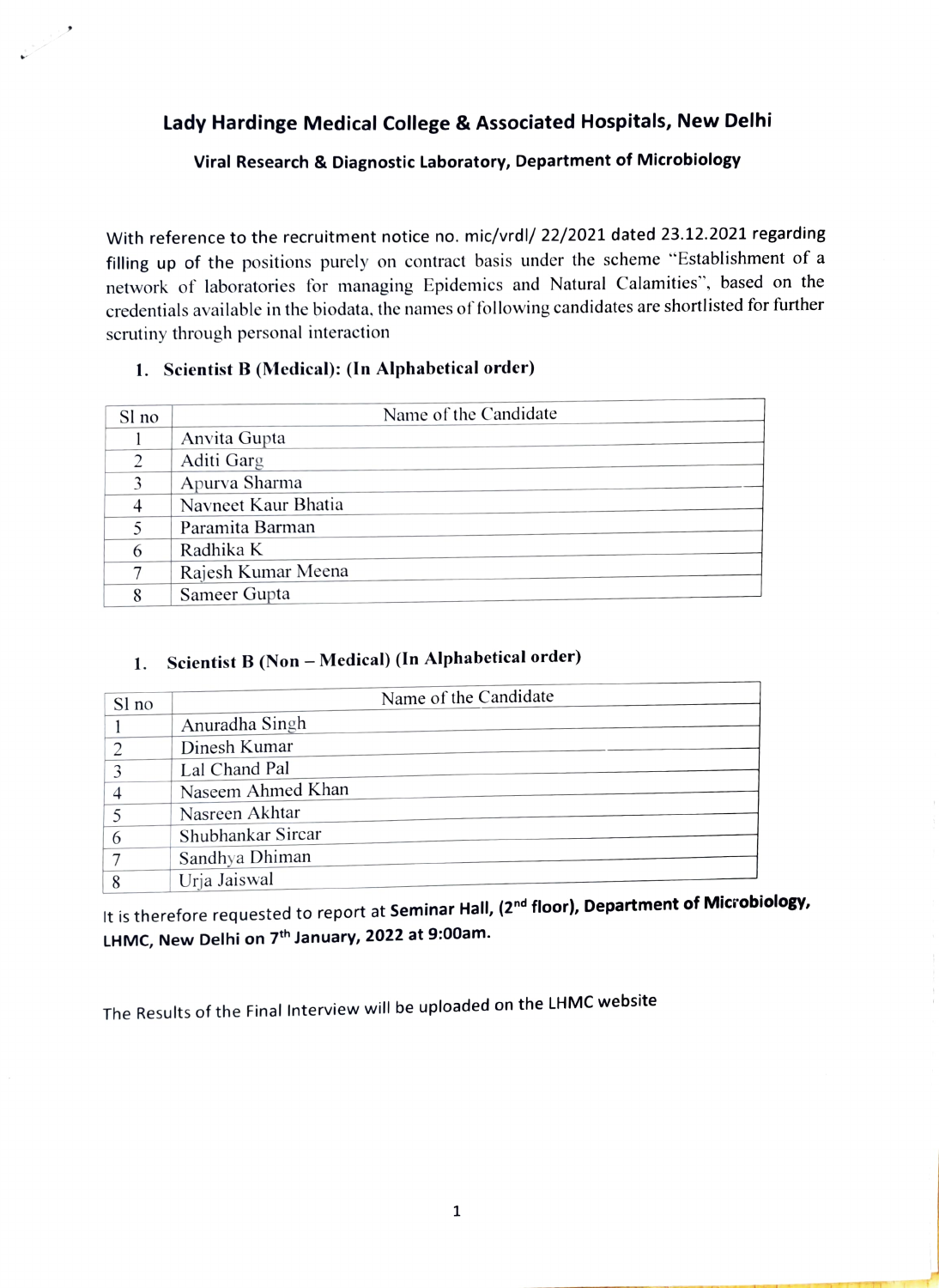# Lady Hardinge Medical College & Associated Hospitals, New Delhi

## Viral Research & Diagnostic Laboratory, Department of Microbiology

With reference to the recruitment notice no. mic/vrdl/ 22/2021 dated 23.12.2021 regarding filling up of the positions purely on contract basis under the scheme "Establishment of a network of laboratories for managing Epidemics and Natural Calamities", based on the credentials available in the biodata, the names of following candidates are shortlisted for further scrutiny through personal interaction

1. **Scientist B (Medical): (In Alphabetical order)**

| Sl no | Name of the Candidate |
|---|---|
| 1 | Anvita Gupta |
| 2 | Aditi Garg |
| 3 | Apurva Sharma |
| 4 | Navneet Kaur Bhatia |
| 5 | Paramita Barman |
| 6 | Radhika K |
| 7 | Rajesh Kumar Meena |
| 8 | Sameer Gupta |

1. **Scientist B (Non – Medical) (In Alphabetical order)**

| Sl no | Name of the Candidate |
|---|---|
| 1 | Anuradha Singh |
| 2 | Dinesh Kumar |
| 3 | Lal Chand Pal |
| 4 | Naseem Ahmed Khan |
| 5 | Nasreen Akhtar |
| 6 | Shubhankar Sircar |
| 7 | Sandhya Dhiman |
| 8 | Urja Jaiswal |

It is therefore requested to report at **Seminar Hall, (2nd floor), Department of Microbiology, LHMC, New Delhi on 7th January, 2022 at 9:00am.**

The Results of the Final Interview will be uploaded on the LHMC website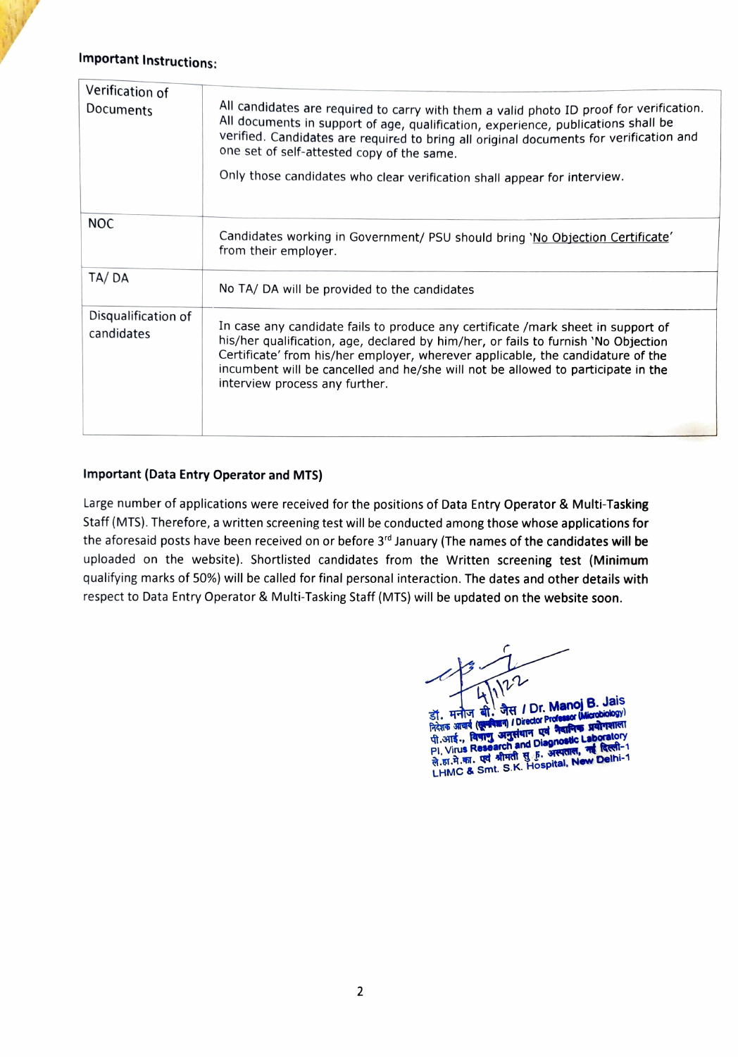**Important Instructions:**

| | |
|---|---|
| Verification of Documents | All candidates are required to carry with them a valid photo ID proof for verification. All documents in support of age, qualification, experience, publications shall be verified. Candidates are required to bring all original documents for verification and one set of self-attested copy of the same.<br><br>Only those candidates who clear verification shall appear for interview. |
| NOC | Candidates working in Government/ PSU should bring 'No Objection Certificate' from their employer. |
| TA/ DA | No TA/ DA will be provided to the candidates |
| Disqualification of candidates | In case any candidate fails to produce any certificate /mark sheet in support of his/her qualification, age, declared by him/her, or fails to furnish 'No Objection Certificate' from his/her employer, wherever applicable, the candidature of the incumbent will be cancelled and he/she will not be allowed to participate in the interview process any further. |

**Important (Data Entry Operator and MTS)**

Large number of applications were received for the positions of Data Entry Operator & Multi-Tasking Staff (MTS). Therefore, a written screening test will be conducted among those whose applications for the aforesaid posts have been received on or before 3rd January (The names of the candidates will be uploaded on the website). Shortlisted candidates from the Written screening test (Minimum qualifying marks of 50%) will be called for final personal interaction. The dates and other details with respect to Data Entry Operator & Multi-Tasking Staff (MTS) will be updated on the website soon.

4/1/22

डॉ. मनोज बी. जैस / Dr. Manoj B. Jais
निदेशक आचार्य (सूक्ष्मविज्ञान) / Director Professor (Microbiology)
पी.आई., विषाणु अनुसंधान एवं नैदानिक प्रयोगशाला
PI, Virus Research and Diagnostic Laboratory
ले.ह.मे.का. एवं श्रीमती सु.कृ. अस्पताल, नई दिल्ली-1
LHMC & Smt. S.K. Hospital, New Delhi-1